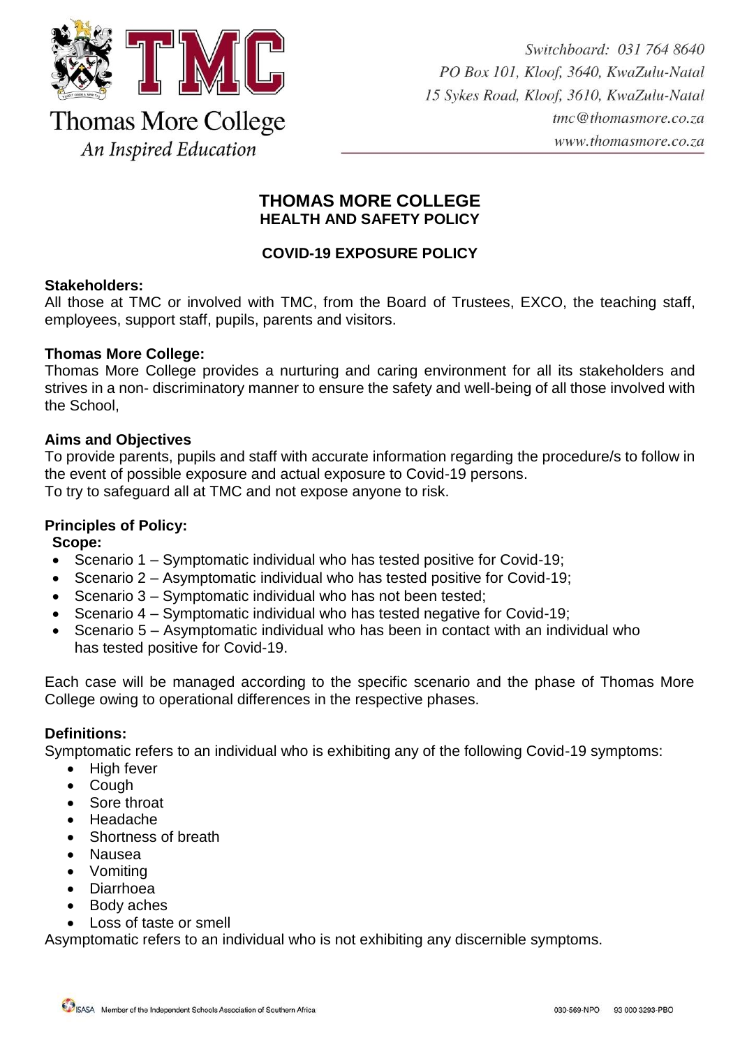Thomas More College

*An Inspired Education*

*Switchboard: 031 764 8640*
*PO Box 101, Kloof, 3640, KwaZulu-Natal*
*15 Sykes Road, Kloof, 3610, KwaZulu-Natal*
*tmc@thomasmore.co.za*
*www.thomasmore.co.za*

# THOMAS MORE COLLEGE
## HEALTH AND SAFETY POLICY

## COVID-19 EXPOSURE POLICY

**Stakeholders:**
All those at TMC or involved with TMC, from the Board of Trustees, EXCO, the teaching staff, employees, support staff, pupils, parents and visitors.

**Thomas More College:**
Thomas More College provides a nurturing and caring environment for all its stakeholders and strives in a non- discriminatory manner to ensure the safety and well-being of all those involved with the School,

**Aims and Objectives**
To provide parents, pupils and staff with accurate information regarding the procedure/s to follow in the event of possible exposure and actual exposure to Covid-19 persons.
To try to safeguard all at TMC and not expose anyone to risk.

**Principles of Policy:**
**Scope:**

- Scenario 1 – Symptomatic individual who has tested positive for Covid-19;
- Scenario 2 – Asymptomatic individual who has tested positive for Covid-19;
- Scenario 3 – Symptomatic individual who has not been tested;
- Scenario 4 – Symptomatic individual who has tested negative for Covid-19;
- Scenario 5 – Asymptomatic individual who has been in contact with an individual who has tested positive for Covid-19.

Each case will be managed according to the specific scenario and the phase of Thomas More College owing to operational differences in the respective phases.

**Definitions:**
Symptomatic refers to an individual who is exhibiting any of the following Covid-19 symptoms:

- High fever
- Cough
- Sore throat
- Headache
- Shortness of breath
- Nausea
- Vomiting
- Diarrhoea
- Body aches
- Loss of taste or smell

Asymptomatic refers to an individual who is not exhibiting any discernible symptoms.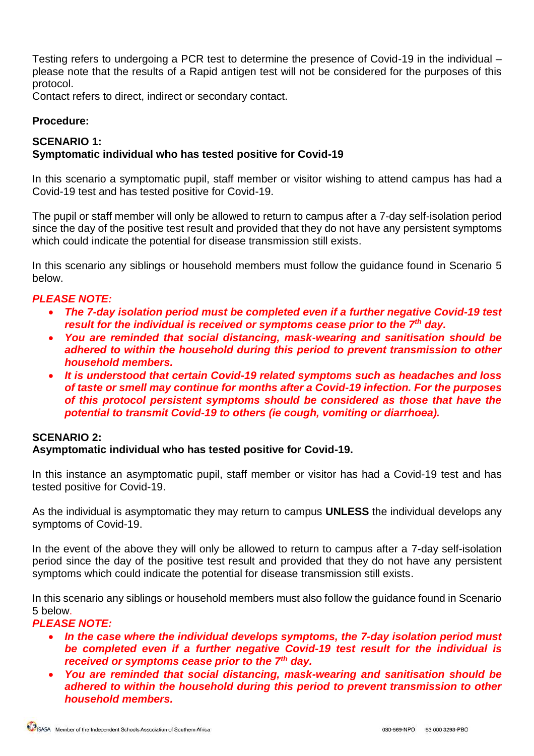Testing refers to undergoing a PCR test to determine the presence of Covid-19 in the individual – please note that the results of a Rapid antigen test will not be considered for the purposes of this protocol.
Contact refers to direct, indirect or secondary contact.

**Procedure:**

**SCENARIO 1:**
**Symptomatic individual who has tested positive for Covid-19**

In this scenario a symptomatic pupil, staff member or visitor wishing to attend campus has had a Covid-19 test and has tested positive for Covid-19.

The pupil or staff member will only be allowed to return to campus after a 7-day self-isolation period since the day of the positive test result and provided that they do not have any persistent symptoms which could indicate the potential for disease transmission still exists.

In this scenario any siblings or household members must follow the guidance found in Scenario 5 below.

***PLEASE NOTE:***

- ***The 7-day isolation period must be completed even if a further negative Covid-19 test result for the individual is received or symptoms cease prior to the 7th day.***
- ***You are reminded that social distancing, mask-wearing and sanitisation should be adhered to within the household during this period to prevent transmission to other household members.***
- ***It is understood that certain Covid-19 related symptoms such as headaches and loss of taste or smell may continue for months after a Covid-19 infection. For the purposes of this protocol persistent symptoms should be considered as those that have the potential to transmit Covid-19 to others (ie cough, vomiting or diarrhoea).***

**SCENARIO 2:**
**Asymptomatic individual who has tested positive for Covid-19.**

In this instance an asymptomatic pupil, staff member or visitor has had a Covid-19 test and has tested positive for Covid-19.

As the individual is asymptomatic they may return to campus **UNLESS** the individual develops any symptoms of Covid-19.

In the event of the above they will only be allowed to return to campus after a 7-day self-isolation period since the day of the positive test result and provided that they do not have any persistent symptoms which could indicate the potential for disease transmission still exists.

In this scenario any siblings or household members must also follow the guidance found in Scenario 5 below.

***PLEASE NOTE:***

- ***In the case where the individual develops symptoms, the 7-day isolation period must be completed even if a further negative Covid-19 test result for the individual is received or symptoms cease prior to the 7th day.***
- ***You are reminded that social distancing, mask-wearing and sanitisation should be adhered to within the household during this period to prevent transmission to other household members.***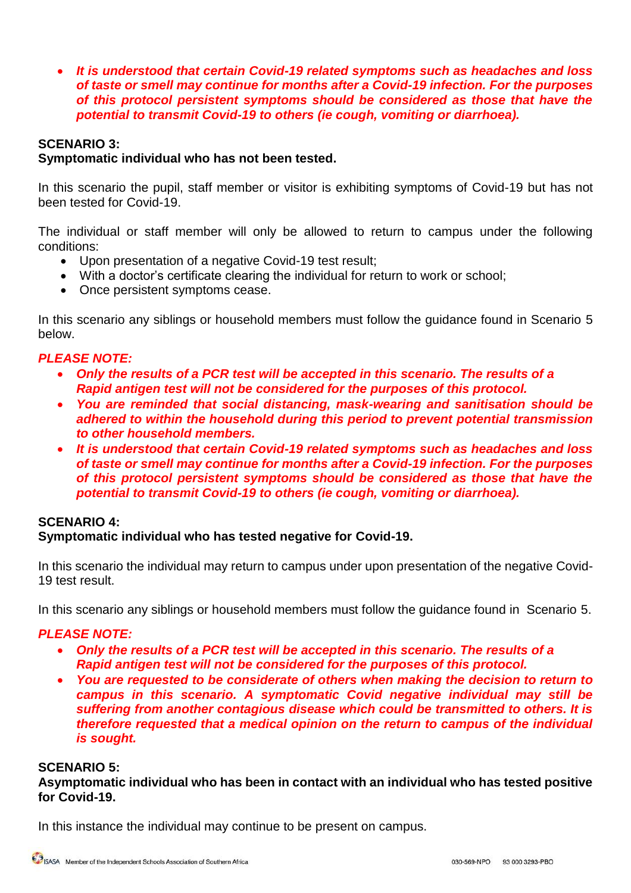- ***It is understood that certain Covid-19 related symptoms such as headaches and loss of taste or smell may continue for months after a Covid-19 infection. For the purposes of this protocol persistent symptoms should be considered as those that have the potential to transmit Covid-19 to others (ie cough, vomiting or diarrhoea).***

**SCENARIO 3:**
**Symptomatic individual who has not been tested.**

In this scenario the pupil, staff member or visitor is exhibiting symptoms of Covid-19 but has not been tested for Covid-19.

The individual or staff member will only be allowed to return to campus under the following conditions:

- Upon presentation of a negative Covid-19 test result;
- With a doctor's certificate clearing the individual for return to work or school;
- Once persistent symptoms cease.

In this scenario any siblings or household members must follow the guidance found in Scenario 5 below.

***PLEASE NOTE:***

- ***Only the results of a PCR test will be accepted in this scenario. The results of a Rapid antigen test will not be considered for the purposes of this protocol.***
- ***You are reminded that social distancing, mask-wearing and sanitisation should be adhered to within the household during this period to prevent potential transmission to other household members.***
- ***It is understood that certain Covid-19 related symptoms such as headaches and loss of taste or smell may continue for months after a Covid-19 infection. For the purposes of this protocol persistent symptoms should be considered as those that have the potential to transmit Covid-19 to others (ie cough, vomiting or diarrhoea).***

**SCENARIO 4:**
**Symptomatic individual who has tested negative for Covid-19.**

In this scenario the individual may return to campus under upon presentation of the negative Covid-19 test result.

In this scenario any siblings or household members must follow the guidance found in Scenario 5.

***PLEASE NOTE:***

- ***Only the results of a PCR test will be accepted in this scenario. The results of a Rapid antigen test will not be considered for the purposes of this protocol.***
- ***You are requested to be considerate of others when making the decision to return to campus in this scenario. A symptomatic Covid negative individual may still be suffering from another contagious disease which could be transmitted to others. It is therefore requested that a medical opinion on the return to campus of the individual is sought.***

**SCENARIO 5:**
**Asymptomatic individual who has been in contact with an individual who has tested positive for Covid-19.**

In this instance the individual may continue to be present on campus.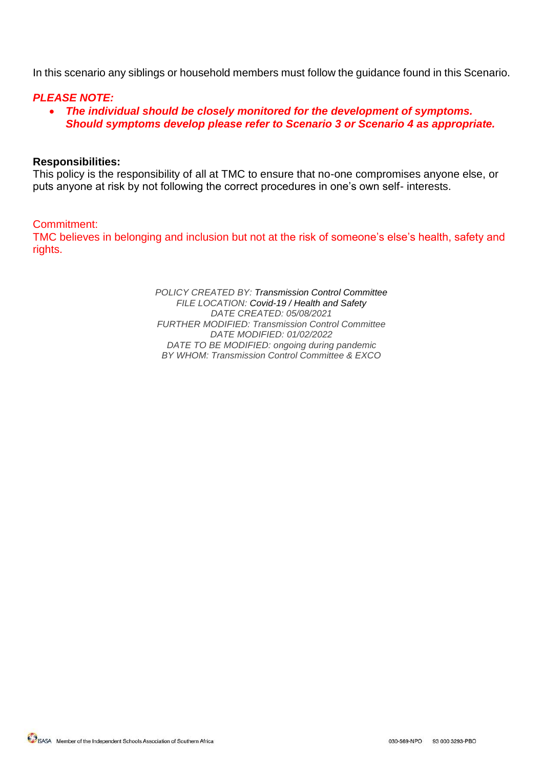In this scenario any siblings or household members must follow the guidance found in this Scenario.

***PLEASE NOTE:***

- ***The individual should be closely monitored for the development of symptoms. Should symptoms develop please refer to Scenario 3 or Scenario 4 as appropriate.***

**Responsibilities:**
This policy is the responsibility of all at TMC to ensure that no-one compromises anyone else, or puts anyone at risk by not following the correct procedures in one's own self- interests.

Commitment:
TMC believes in belonging and inclusion but not at the risk of someone's else's health, safety and rights.

*POLICY CREATED BY: Transmission Control Committee*
*FILE LOCATION: Covid-19 / Health and Safety*
*DATE CREATED: 05/08/2021*
*FURTHER MODIFIED: Transmission Control Committee*
*DATE MODIFIED: 01/02/2022*
*DATE TO BE MODIFIED: ongoing during pandemic*
*BY WHOM: Transmission Control Committee & EXCO*